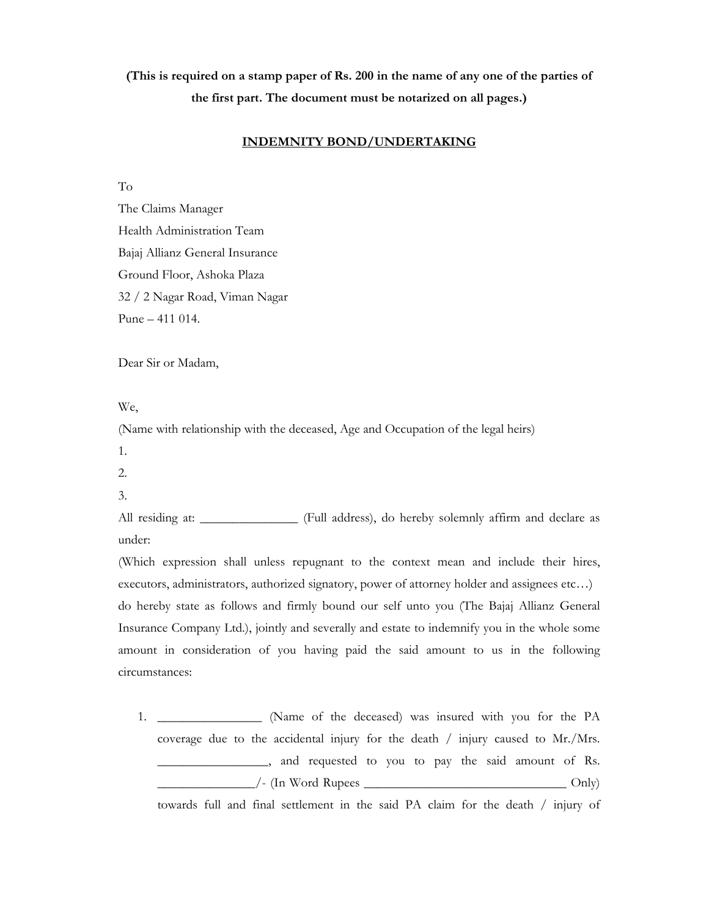**(This is required on a stamp paper of Rs. 200 in the name of any one of the parties of the first part. The document must be notarized on all pages.)**

## INDEMNITY BOND/UNDERTAKING

To
The Claims Manager
Health Administration Team
Bajaj Allianz General Insurance
Ground Floor, Ashoka Plaza
32 / 2 Nagar Road, Viman Nagar
Pune – 411 014.

Dear Sir or Madam,

We,
(Name with relationship with the deceased, Age and Occupation of the legal heirs)
1.
2.
3.
All residing at: _______________ (Full address), do hereby solemnly affirm and declare as under:
(Which expression shall unless repugnant to the context mean and include their hires, executors, administrators, authorized signatory, power of attorney holder and assignees etc…) do hereby state as follows and firmly bound our self unto you (The Bajaj Allianz General Insurance Company Ltd.), jointly and severally and estate to indemnify you in the whole some amount in consideration of you having paid the said amount to us in the following circumstances:

1. ________________ (Name of the deceased) was insured with you for the PA coverage due to the accidental injury for the death / injury caused to Mr./Mrs. _________________, and requested to you to pay the said amount of Rs. _______________/- (In Word Rupees ________________________________ Only) towards full and final settlement in the said PA claim for the death / injury of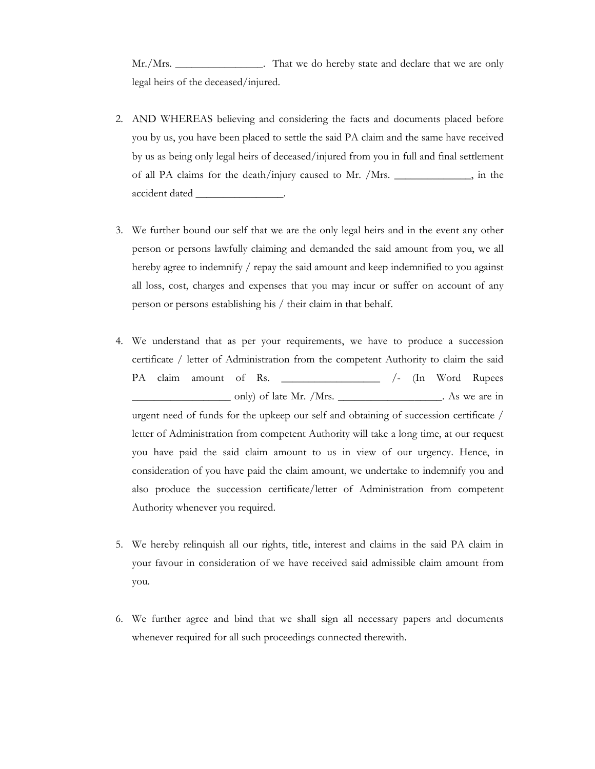Mr./Mrs. ________________. That we do hereby state and declare that we are only legal heirs of the deceased/injured.

2. AND WHEREAS believing and considering the facts and documents placed before you by us, you have been placed to settle the said PA claim and the same have received by us as being only legal heirs of deceased/injured from you in full and final settlement of all PA claims for the death/injury caused to Mr. /Mrs. ______________, in the accident dated ________________.

3. We further bound our self that we are the only legal heirs and in the event any other person or persons lawfully claiming and demanded the said amount from you, we all hereby agree to indemnify / repay the said amount and keep indemnified to you against all loss, cost, charges and expenses that you may incur or suffer on account of any person or persons establishing his / their claim in that behalf.

4. We understand that as per your requirements, we have to produce a succession certificate / letter of Administration from the competent Authority to claim the said PA claim amount of Rs. __________________ /- (In Word Rupees __________________ only) of late Mr. /Mrs. ___________________. As we are in urgent need of funds for the upkeep our self and obtaining of succession certificate / letter of Administration from competent Authority will take a long time, at our request you have paid the said claim amount to us in view of our urgency. Hence, in consideration of you have paid the claim amount, we undertake to indemnify you and also produce the succession certificate/letter of Administration from competent Authority whenever you required.

5. We hereby relinquish all our rights, title, interest and claims in the said PA claim in your favour in consideration of we have received said admissible claim amount from you.

6. We further agree and bind that we shall sign all necessary papers and documents whenever required for all such proceedings connected therewith.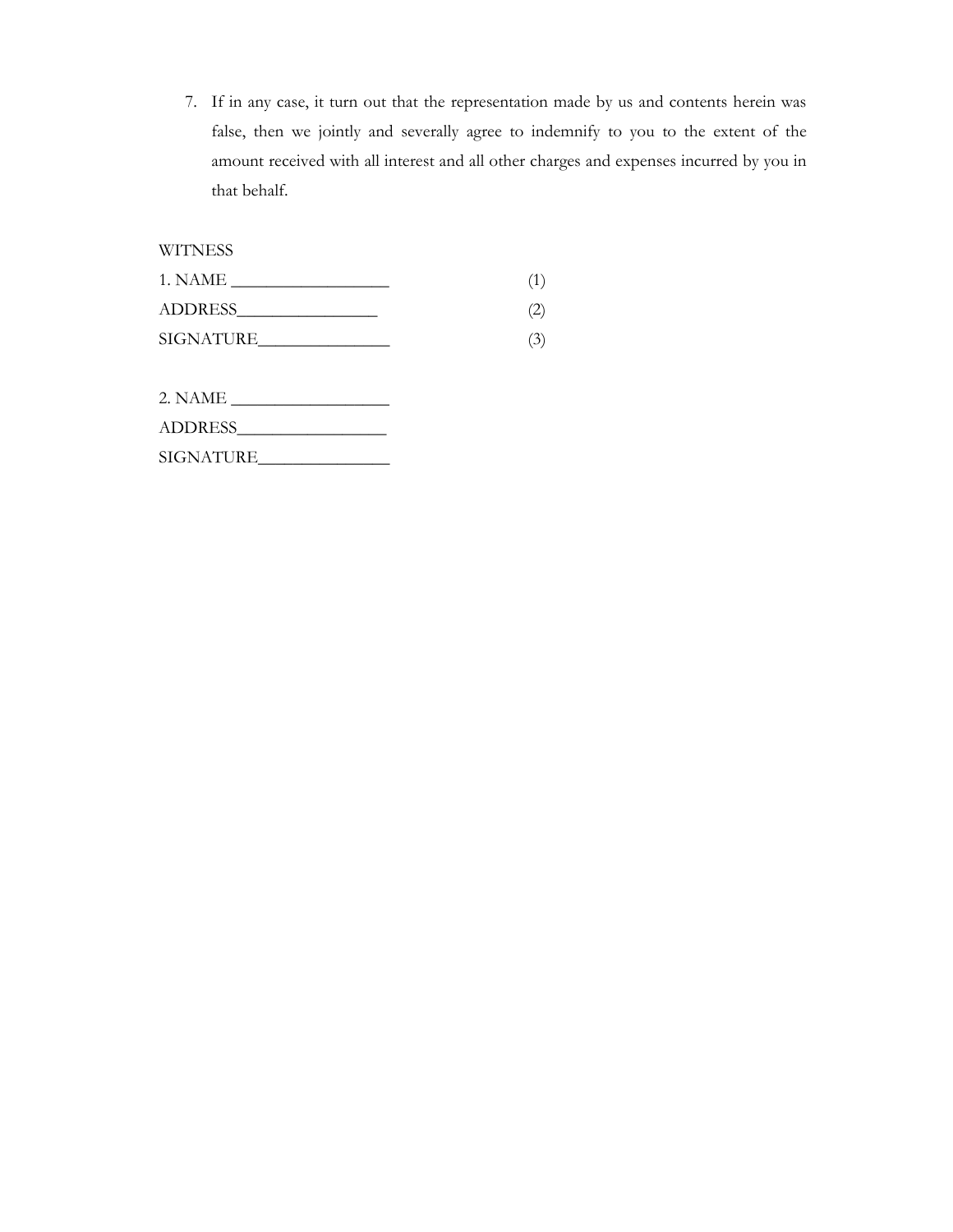7. If in any case, it turn out that the representation made by us and contents herein was false, then we jointly and severally agree to indemnify to you to the extent of the amount received with all interest and all other charges and expenses incurred by you in that behalf.

WITNESS

1. NAME ____________________ (1)

ADDRESS__________________ (2)

SIGNATURE________________ (3)

2. NAME ____________________

ADDRESS___________________

SIGNATURE________________